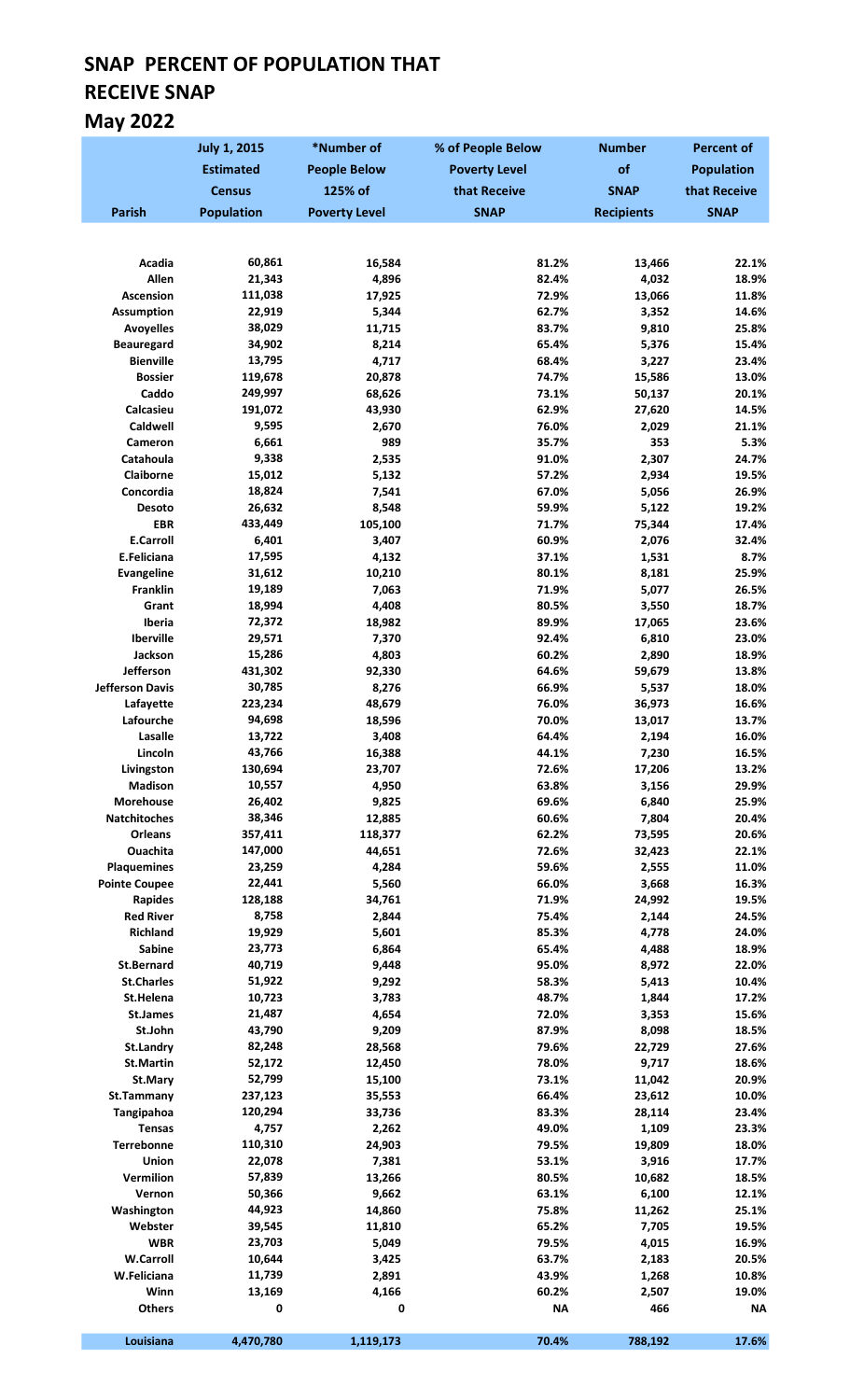# SNAP PERCENT OF POPULATION THAT RECEIVE SNAP

## May 2022

| Parish | July 1, 2015 Estimated Census Population | *Number of People Below 125% of Poverty Level | % of People Below Poverty Level that Receive SNAP | Number of SNAP Recipients | Percent of Population that Receive SNAP |
|---|---|---|---|---|---|
| Acadia | 60,861 | 16,584 | 81.2% | 13,466 | 22.1% |
| Allen | 21,343 | 4,896 | 82.4% | 4,032 | 18.9% |
| Ascension | 111,038 | 17,925 | 72.9% | 13,066 | 11.8% |
| Assumption | 22,919 | 5,344 | 62.7% | 3,352 | 14.6% |
| Avoyelles | 38,029 | 11,715 | 83.7% | 9,810 | 25.8% |
| Beauregard | 34,902 | 8,214 | 65.4% | 5,376 | 15.4% |
| Bienville | 13,795 | 4,717 | 68.4% | 3,227 | 23.4% |
| Bossier | 119,678 | 20,878 | 74.7% | 15,586 | 13.0% |
| Caddo | 249,997 | 68,626 | 73.1% | 50,137 | 20.1% |
| Calcasieu | 191,072 | 43,930 | 62.9% | 27,620 | 14.5% |
| Caldwell | 9,595 | 2,670 | 76.0% | 2,029 | 21.1% |
| Cameron | 6,661 | 989 | 35.7% | 353 | 5.3% |
| Catahoula | 9,338 | 2,535 | 91.0% | 2,307 | 24.7% |
| Claiborne | 15,012 | 5,132 | 57.2% | 2,934 | 19.5% |
| Concordia | 18,824 | 7,541 | 67.0% | 5,056 | 26.9% |
| Desoto | 26,632 | 8,548 | 59.9% | 5,122 | 19.2% |
| EBR | 433,449 | 105,100 | 71.7% | 75,344 | 17.4% |
| E.Carroll | 6,401 | 3,407 | 60.9% | 2,076 | 32.4% |
| E.Feliciana | 17,595 | 4,132 | 37.1% | 1,531 | 8.7% |
| Evangeline | 31,612 | 10,210 | 80.1% | 8,181 | 25.9% |
| Franklin | 19,189 | 7,063 | 71.9% | 5,077 | 26.5% |
| Grant | 18,994 | 4,408 | 80.5% | 3,550 | 18.7% |
| Iberia | 72,372 | 18,982 | 89.9% | 17,065 | 23.6% |
| Iberville | 29,571 | 7,370 | 92.4% | 6,810 | 23.0% |
| Jackson | 15,286 | 4,803 | 60.2% | 2,890 | 18.9% |
| Jefferson | 431,302 | 92,330 | 64.6% | 59,679 | 13.8% |
| Jefferson Davis | 30,785 | 8,276 | 66.9% | 5,537 | 18.0% |
| Lafayette | 223,234 | 48,679 | 76.0% | 36,973 | 16.6% |
| Lafourche | 94,698 | 18,596 | 70.0% | 13,017 | 13.7% |
| Lasalle | 13,722 | 3,408 | 64.4% | 2,194 | 16.0% |
| Lincoln | 43,766 | 16,388 | 44.1% | 7,230 | 16.5% |
| Livingston | 130,694 | 23,707 | 72.6% | 17,206 | 13.2% |
| Madison | 10,557 | 4,950 | 63.8% | 3,156 | 29.9% |
| Morehouse | 26,402 | 9,825 | 69.6% | 6,840 | 25.9% |
| Natchitoches | 38,346 | 12,885 | 60.6% | 7,804 | 20.4% |
| Orleans | 357,411 | 118,377 | 62.2% | 73,595 | 20.6% |
| Ouachita | 147,000 | 44,651 | 72.6% | 32,423 | 22.1% |
| Plaquemines | 23,259 | 4,284 | 59.6% | 2,555 | 11.0% |
| Pointe Coupee | 22,441 | 5,560 | 66.0% | 3,668 | 16.3% |
| Rapides | 128,188 | 34,761 | 71.9% | 24,992 | 19.5% |
| Red River | 8,758 | 2,844 | 75.4% | 2,144 | 24.5% |
| Richland | 19,929 | 5,601 | 85.3% | 4,778 | 24.0% |
| Sabine | 23,773 | 6,864 | 65.4% | 4,488 | 18.9% |
| St.Bernard | 40,719 | 9,448 | 95.0% | 8,972 | 22.0% |
| St.Charles | 51,922 | 9,292 | 58.3% | 5,413 | 10.4% |
| St.Helena | 10,723 | 3,783 | 48.7% | 1,844 | 17.2% |
| St.James | 21,487 | 4,654 | 72.0% | 3,353 | 15.6% |
| St.John | 43,790 | 9,209 | 87.9% | 8,098 | 18.5% |
| St.Landry | 82,248 | 28,568 | 79.6% | 22,729 | 27.6% |
| St.Martin | 52,172 | 12,450 | 78.0% | 9,717 | 18.6% |
| St.Mary | 52,799 | 15,100 | 73.1% | 11,042 | 20.9% |
| St.Tammany | 237,123 | 35,553 | 66.4% | 23,612 | 10.0% |
| Tangipahoa | 120,294 | 33,736 | 83.3% | 28,114 | 23.4% |
| Tensas | 4,757 | 2,262 | 49.0% | 1,109 | 23.3% |
| Terrebonne | 110,310 | 24,903 | 79.5% | 19,809 | 18.0% |
| Union | 22,078 | 7,381 | 53.1% | 3,916 | 17.7% |
| Vermilion | 57,839 | 13,266 | 80.5% | 10,682 | 18.5% |
| Vernon | 50,366 | 9,662 | 63.1% | 6,100 | 12.1% |
| Washington | 44,923 | 14,860 | 75.8% | 11,262 | 25.1% |
| Webster | 39,545 | 11,810 | 65.2% | 7,705 | 19.5% |
| WBR | 23,703 | 5,049 | 79.5% | 4,015 | 16.9% |
| W.Carroll | 10,644 | 3,425 | 63.7% | 2,183 | 20.5% |
| W.Feliciana | 11,739 | 2,891 | 43.9% | 1,268 | 10.8% |
| Winn | 13,169 | 4,166 | 60.2% | 2,507 | 19.0% |
| Others | 0 | 0 | NA | 466 | NA |
| Louisiana | 4,470,780 | 1,119,173 | 70.4% | 788,192 | 17.6% |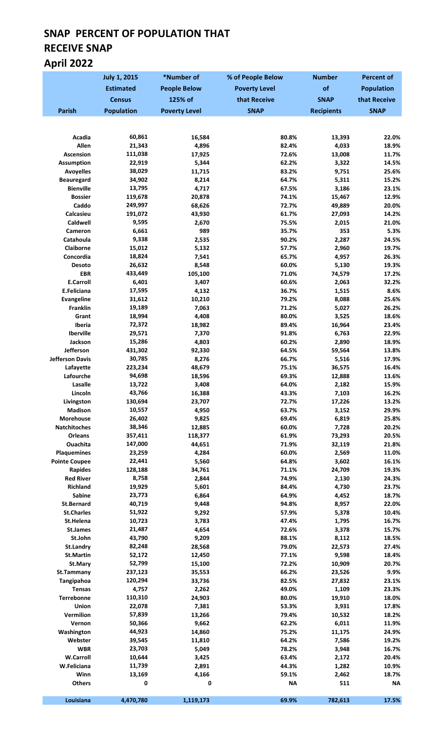# SNAP PERCENT OF POPULATION THAT RECEIVE SNAP

## April 2022

| Parish | July 1, 2015 Estimated Census Population | *Number of People Below 125% of Poverty Level | % of People Below Poverty Level that Receive SNAP | Number of SNAP Recipients | Percent of Population that Receive SNAP |
|---|---|---|---|---|---|
| Acadia | 60,861 | 16,584 | 80.8% | 13,393 | 22.0% |
| Allen | 21,343 | 4,896 | 82.4% | 4,033 | 18.9% |
| Ascension | 111,038 | 17,925 | 72.6% | 13,008 | 11.7% |
| Assumption | 22,919 | 5,344 | 62.2% | 3,322 | 14.5% |
| Avoyelles | 38,029 | 11,715 | 83.2% | 9,751 | 25.6% |
| Beauregard | 34,902 | 8,214 | 64.7% | 5,311 | 15.2% |
| Bienville | 13,795 | 4,717 | 67.5% | 3,186 | 23.1% |
| Bossier | 119,678 | 20,878 | 74.1% | 15,467 | 12.9% |
| Caddo | 249,997 | 68,626 | 72.7% | 49,889 | 20.0% |
| Calcasieu | 191,072 | 43,930 | 61.7% | 27,093 | 14.2% |
| Caldwell | 9,595 | 2,670 | 75.5% | 2,015 | 21.0% |
| Cameron | 6,661 | 989 | 35.7% | 353 | 5.3% |
| Catahoula | 9,338 | 2,535 | 90.2% | 2,287 | 24.5% |
| Claiborne | 15,012 | 5,132 | 57.7% | 2,960 | 19.7% |
| Concordia | 18,824 | 7,541 | 65.7% | 4,957 | 26.3% |
| Desoto | 26,632 | 8,548 | 60.0% | 5,130 | 19.3% |
| EBR | 433,449 | 105,100 | 71.0% | 74,579 | 17.2% |
| E.Carroll | 6,401 | 3,407 | 60.6% | 2,063 | 32.2% |
| E.Feliciana | 17,595 | 4,132 | 36.7% | 1,515 | 8.6% |
| Evangeline | 31,612 | 10,210 | 79.2% | 8,088 | 25.6% |
| Franklin | 19,189 | 7,063 | 71.2% | 5,027 | 26.2% |
| Grant | 18,994 | 4,408 | 80.0% | 3,525 | 18.6% |
| Iberia | 72,372 | 18,982 | 89.4% | 16,964 | 23.4% |
| Iberville | 29,571 | 7,370 | 91.8% | 6,763 | 22.9% |
| Jackson | 15,286 | 4,803 | 60.2% | 2,890 | 18.9% |
| Jefferson | 431,302 | 92,330 | 64.5% | 59,564 | 13.8% |
| Jefferson Davis | 30,785 | 8,276 | 66.7% | 5,516 | 17.9% |
| Lafayette | 223,234 | 48,679 | 75.1% | 36,575 | 16.4% |
| Lafourche | 94,698 | 18,596 | 69.3% | 12,888 | 13.6% |
| Lasalle | 13,722 | 3,408 | 64.0% | 2,182 | 15.9% |
| Lincoln | 43,766 | 16,388 | 43.3% | 7,103 | 16.2% |
| Livingston | 130,694 | 23,707 | 72.7% | 17,226 | 13.2% |
| Madison | 10,557 | 4,950 | 63.7% | 3,152 | 29.9% |
| Morehouse | 26,402 | 9,825 | 69.4% | 6,819 | 25.8% |
| Natchitoches | 38,346 | 12,885 | 60.0% | 7,728 | 20.2% |
| Orleans | 357,411 | 118,377 | 61.9% | 73,293 | 20.5% |
| Ouachita | 147,000 | 44,651 | 71.9% | 32,119 | 21.8% |
| Plaquemines | 23,259 | 4,284 | 60.0% | 2,569 | 11.0% |
| Pointe Coupee | 22,441 | 5,560 | 64.8% | 3,602 | 16.1% |
| Rapides | 128,188 | 34,761 | 71.1% | 24,709 | 19.3% |
| Red River | 8,758 | 2,844 | 74.9% | 2,130 | 24.3% |
| Richland | 19,929 | 5,601 | 84.4% | 4,730 | 23.7% |
| Sabine | 23,773 | 6,864 | 64.9% | 4,452 | 18.7% |
| St.Bernard | 40,719 | 9,448 | 94.8% | 8,957 | 22.0% |
| St.Charles | 51,922 | 9,292 | 57.9% | 5,378 | 10.4% |
| St.Helena | 10,723 | 3,783 | 47.4% | 1,795 | 16.7% |
| St.James | 21,487 | 4,654 | 72.6% | 3,378 | 15.7% |
| St.John | 43,790 | 9,209 | 88.1% | 8,112 | 18.5% |
| St.Landry | 82,248 | 28,568 | 79.0% | 22,573 | 27.4% |
| St.Martin | 52,172 | 12,450 | 77.1% | 9,598 | 18.4% |
| St.Mary | 52,799 | 15,100 | 72.2% | 10,909 | 20.7% |
| St.Tammany | 237,123 | 35,553 | 66.2% | 23,526 | 9.9% |
| Tangipahoa | 120,294 | 33,736 | 82.5% | 27,832 | 23.1% |
| Tensas | 4,757 | 2,262 | 49.0% | 1,109 | 23.3% |
| Terrebonne | 110,310 | 24,903 | 80.0% | 19,910 | 18.0% |
| Union | 22,078 | 7,381 | 53.3% | 3,931 | 17.8% |
| Vermilion | 57,839 | 13,266 | 79.4% | 10,532 | 18.2% |
| Vernon | 50,366 | 9,662 | 62.2% | 6,011 | 11.9% |
| Washington | 44,923 | 14,860 | 75.2% | 11,175 | 24.9% |
| Webster | 39,545 | 11,810 | 64.2% | 7,586 | 19.2% |
| WBR | 23,703 | 5,049 | 78.2% | 3,948 | 16.7% |
| W.Carroll | 10,644 | 3,425 | 63.4% | 2,172 | 20.4% |
| W.Feliciana | 11,739 | 2,891 | 44.3% | 1,282 | 10.9% |
| Winn | 13,169 | 4,166 | 59.1% | 2,462 | 18.7% |
| Others | 0 | 0 | NA | 511 | NA |
| **Louisiana** | **4,470,780** | **1,119,173** | **69.9%** | **782,613** | **17.5%** |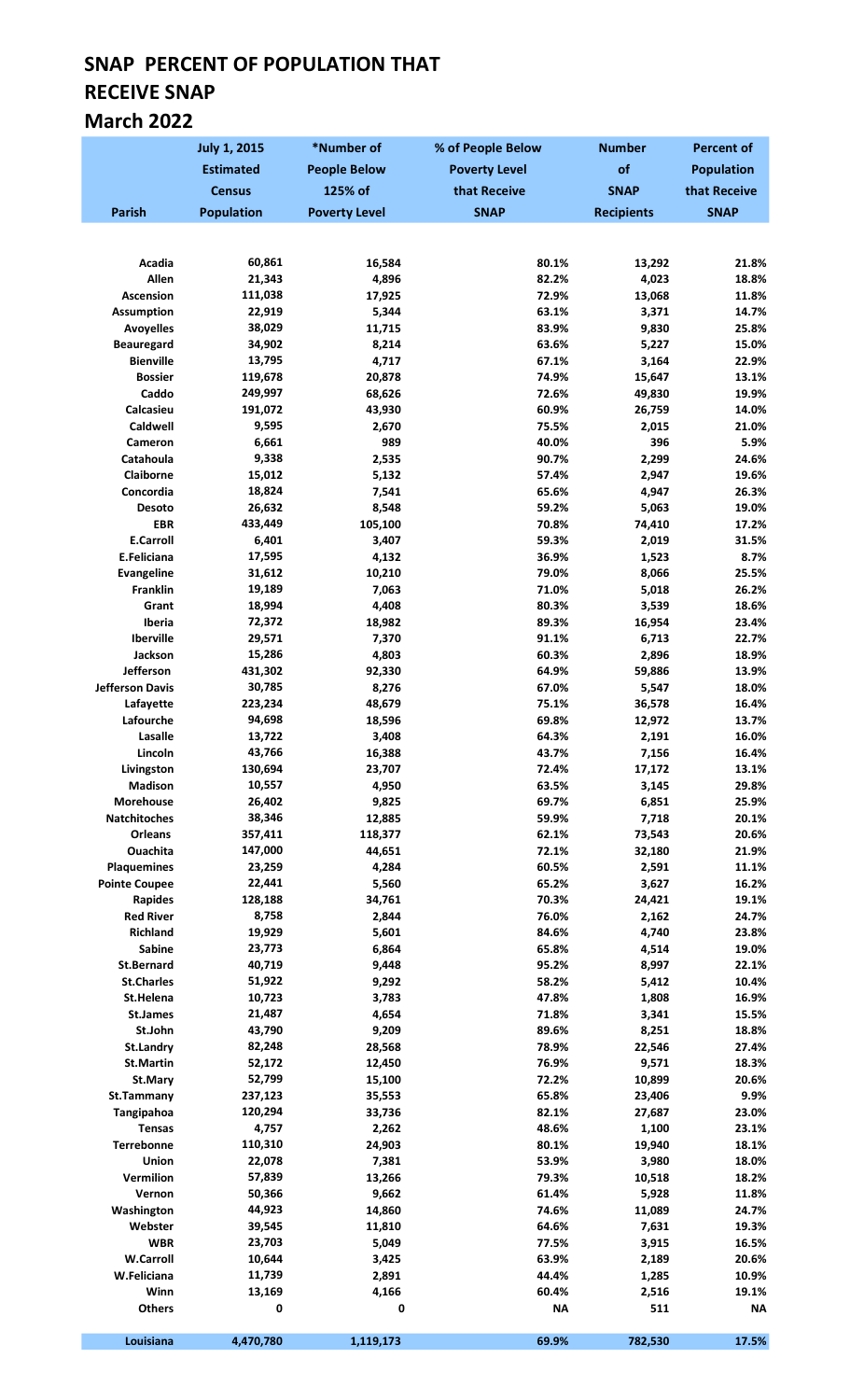# SNAP PERCENT OF POPULATION THAT RECEIVE SNAP

## March 2022

| Parish | July 1, 2015 Estimated Census Population | *Number of People Below 125% of Poverty Level | % of People Below Poverty Level that Receive SNAP | Number of SNAP Recipients | Percent of Population that Receive SNAP |
|---|---|---|---|---|---|
| Acadia | 60,861 | 16,584 | 80.1% | 13,292 | 21.8% |
| Allen | 21,343 | 4,896 | 82.2% | 4,023 | 18.8% |
| Ascension | 111,038 | 17,925 | 72.9% | 13,068 | 11.8% |
| Assumption | 22,919 | 5,344 | 63.1% | 3,371 | 14.7% |
| Avoyelles | 38,029 | 11,715 | 83.9% | 9,830 | 25.8% |
| Beauregard | 34,902 | 8,214 | 63.6% | 5,227 | 15.0% |
| Bienville | 13,795 | 4,717 | 67.1% | 3,164 | 22.9% |
| Bossier | 119,678 | 20,878 | 74.9% | 15,647 | 13.1% |
| Caddo | 249,997 | 68,626 | 72.6% | 49,830 | 19.9% |
| Calcasieu | 191,072 | 43,930 | 60.9% | 26,759 | 14.0% |
| Caldwell | 9,595 | 2,670 | 75.5% | 2,015 | 21.0% |
| Cameron | 6,661 | 989 | 40.0% | 396 | 5.9% |
| Catahoula | 9,338 | 2,535 | 90.7% | 2,299 | 24.6% |
| Claiborne | 15,012 | 5,132 | 57.4% | 2,947 | 19.6% |
| Concordia | 18,824 | 7,541 | 65.6% | 4,947 | 26.3% |
| Desoto | 26,632 | 8,548 | 59.2% | 5,063 | 19.0% |
| EBR | 433,449 | 105,100 | 70.8% | 74,410 | 17.2% |
| E.Carroll | 6,401 | 3,407 | 59.3% | 2,019 | 31.5% |
| E.Feliciana | 17,595 | 4,132 | 36.9% | 1,523 | 8.7% |
| Evangeline | 31,612 | 10,210 | 79.0% | 8,066 | 25.5% |
| Franklin | 19,189 | 7,063 | 71.0% | 5,018 | 26.2% |
| Grant | 18,994 | 4,408 | 80.3% | 3,539 | 18.6% |
| Iberia | 72,372 | 18,982 | 89.3% | 16,954 | 23.4% |
| Iberville | 29,571 | 7,370 | 91.1% | 6,713 | 22.7% |
| Jackson | 15,286 | 4,803 | 60.3% | 2,896 | 18.9% |
| Jefferson | 431,302 | 92,330 | 64.9% | 59,886 | 13.9% |
| Jefferson Davis | 30,785 | 8,276 | 67.0% | 5,547 | 18.0% |
| Lafayette | 223,234 | 48,679 | 75.1% | 36,578 | 16.4% |
| Lafourche | 94,698 | 18,596 | 69.8% | 12,972 | 13.7% |
| Lasalle | 13,722 | 3,408 | 64.3% | 2,191 | 16.0% |
| Lincoln | 43,766 | 16,388 | 43.7% | 7,156 | 16.4% |
| Livingston | 130,694 | 23,707 | 72.4% | 17,172 | 13.1% |
| Madison | 10,557 | 4,950 | 63.5% | 3,145 | 29.8% |
| Morehouse | 26,402 | 9,825 | 69.7% | 6,851 | 25.9% |
| Natchitoches | 38,346 | 12,885 | 59.9% | 7,718 | 20.1% |
| Orleans | 357,411 | 118,377 | 62.1% | 73,543 | 20.6% |
| Ouachita | 147,000 | 44,651 | 72.1% | 32,180 | 21.9% |
| Plaquemines | 23,259 | 4,284 | 60.5% | 2,591 | 11.1% |
| Pointe Coupee | 22,441 | 5,560 | 65.2% | 3,627 | 16.2% |
| Rapides | 128,188 | 34,761 | 70.3% | 24,421 | 19.1% |
| Red River | 8,758 | 2,844 | 76.0% | 2,162 | 24.7% |
| Richland | 19,929 | 5,601 | 84.6% | 4,740 | 23.8% |
| Sabine | 23,773 | 6,864 | 65.8% | 4,514 | 19.0% |
| St.Bernard | 40,719 | 9,448 | 95.2% | 8,997 | 22.1% |
| St.Charles | 51,922 | 9,292 | 58.2% | 5,412 | 10.4% |
| St.Helena | 10,723 | 3,783 | 47.8% | 1,808 | 16.9% |
| St.James | 21,487 | 4,654 | 71.8% | 3,341 | 15.5% |
| St.John | 43,790 | 9,209 | 89.6% | 8,251 | 18.8% |
| St.Landry | 82,248 | 28,568 | 78.9% | 22,546 | 27.4% |
| St.Martin | 52,172 | 12,450 | 76.9% | 9,571 | 18.3% |
| St.Mary | 52,799 | 15,100 | 72.2% | 10,899 | 20.6% |
| St.Tammany | 237,123 | 35,553 | 65.8% | 23,406 | 9.9% |
| Tangipahoa | 120,294 | 33,736 | 82.1% | 27,687 | 23.0% |
| Tensas | 4,757 | 2,262 | 48.6% | 1,100 | 23.1% |
| Terrebonne | 110,310 | 24,903 | 80.1% | 19,940 | 18.1% |
| Union | 22,078 | 7,381 | 53.9% | 3,980 | 18.0% |
| Vermilion | 57,839 | 13,266 | 79.3% | 10,518 | 18.2% |
| Vernon | 50,366 | 9,662 | 61.4% | 5,928 | 11.8% |
| Washington | 44,923 | 14,860 | 74.6% | 11,089 | 24.7% |
| Webster | 39,545 | 11,810 | 64.6% | 7,631 | 19.3% |
| WBR | 23,703 | 5,049 | 77.5% | 3,915 | 16.5% |
| W.Carroll | 10,644 | 3,425 | 63.9% | 2,189 | 20.6% |
| W.Feliciana | 11,739 | 2,891 | 44.4% | 1,285 | 10.9% |
| Winn | 13,169 | 4,166 | 60.4% | 2,516 | 19.1% |
| Others | 0 | 0 | NA | 511 | NA |
| **Louisiana** | **4,470,780** | **1,119,173** | **69.9%** | **782,530** | **17.5%** |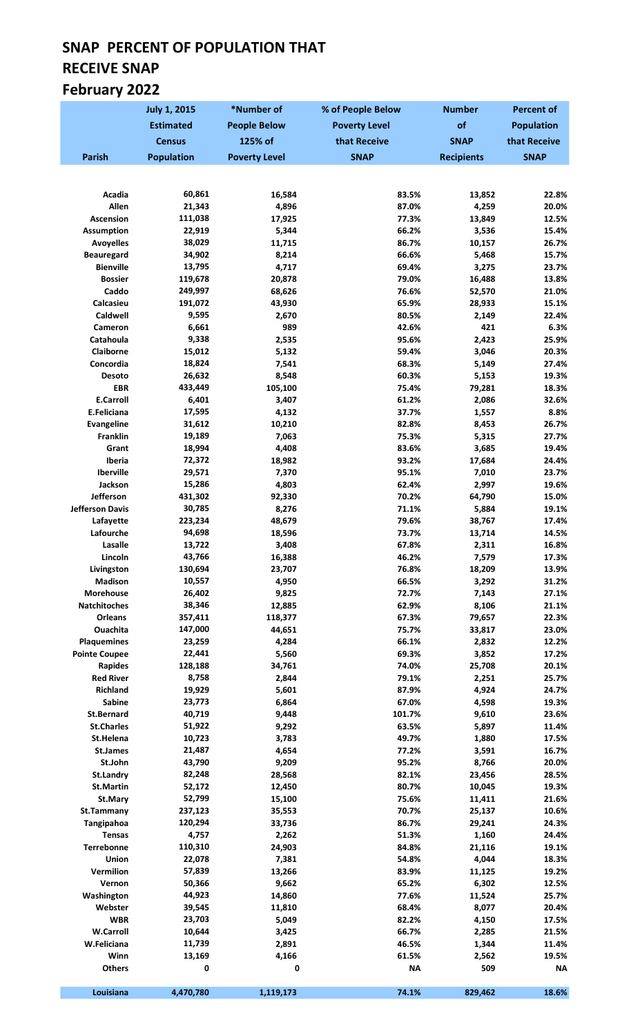# SNAP PERCENT OF POPULATION THAT RECEIVE SNAP

## February 2022

| Parish | July 1, 2015 Estimated Census Population | *Number of People Below 125% of Poverty Level | % of People Below Poverty Level that Receive SNAP | Number of SNAP Recipients | Percent of Population that Receive SNAP |
|---|---|---|---|---|---|
| Acadia | 60,861 | 16,584 | 83.5% | 13,852 | 22.8% |
| Allen | 21,343 | 4,896 | 87.0% | 4,259 | 20.0% |
| Ascension | 111,038 | 17,925 | 77.3% | 13,849 | 12.5% |
| Assumption | 22,919 | 5,344 | 66.2% | 3,536 | 15.4% |
| Avoyelles | 38,029 | 11,715 | 86.7% | 10,157 | 26.7% |
| Beauregard | 34,902 | 8,214 | 66.6% | 5,468 | 15.7% |
| Bienville | 13,795 | 4,717 | 69.4% | 3,275 | 23.7% |
| Bossier | 119,678 | 20,878 | 79.0% | 16,488 | 13.8% |
| Caddo | 249,997 | 68,626 | 76.6% | 52,570 | 21.0% |
| Calcasieu | 191,072 | 43,930 | 65.9% | 28,933 | 15.1% |
| Caldwell | 9,595 | 2,670 | 80.5% | 2,149 | 22.4% |
| Cameron | 6,661 | 989 | 42.6% | 421 | 6.3% |
| Catahoula | 9,338 | 2,535 | 95.6% | 2,423 | 25.9% |
| Claiborne | 15,012 | 5,132 | 59.4% | 3,046 | 20.3% |
| Concordia | 18,824 | 7,541 | 68.3% | 5,149 | 27.4% |
| Desoto | 26,632 | 8,548 | 60.3% | 5,153 | 19.3% |
| EBR | 433,449 | 105,100 | 75.4% | 79,281 | 18.3% |
| E.Carroll | 6,401 | 3,407 | 61.2% | 2,086 | 32.6% |
| E.Feliciana | 17,595 | 4,132 | 37.7% | 1,557 | 8.8% |
| Evangeline | 31,612 | 10,210 | 82.8% | 8,453 | 26.7% |
| Franklin | 19,189 | 7,063 | 75.3% | 5,315 | 27.7% |
| Grant | 18,994 | 4,408 | 83.6% | 3,685 | 19.4% |
| Iberia | 72,372 | 18,982 | 93.2% | 17,684 | 24.4% |
| Iberville | 29,571 | 7,370 | 95.1% | 7,010 | 23.7% |
| Jackson | 15,286 | 4,803 | 62.4% | 2,997 | 19.6% |
| Jefferson | 431,302 | 92,330 | 70.2% | 64,790 | 15.0% |
| Jefferson Davis | 30,785 | 8,276 | 71.1% | 5,884 | 19.1% |
| Lafayette | 223,234 | 48,679 | 79.6% | 38,767 | 17.4% |
| Lafourche | 94,698 | 18,596 | 73.7% | 13,714 | 14.5% |
| Lasalle | 13,722 | 3,408 | 67.8% | 2,311 | 16.8% |
| Lincoln | 43,766 | 16,388 | 46.2% | 7,579 | 17.3% |
| Livingston | 130,694 | 23,707 | 76.8% | 18,209 | 13.9% |
| Madison | 10,557 | 4,950 | 66.5% | 3,292 | 31.2% |
| Morehouse | 26,402 | 9,825 | 72.7% | 7,143 | 27.1% |
| Natchitoches | 38,346 | 12,885 | 62.9% | 8,106 | 21.1% |
| Orleans | 357,411 | 118,377 | 67.3% | 79,657 | 22.3% |
| Ouachita | 147,000 | 44,651 | 75.7% | 33,817 | 23.0% |
| Plaquemines | 23,259 | 4,284 | 66.1% | 2,832 | 12.2% |
| Pointe Coupee | 22,441 | 5,560 | 69.3% | 3,852 | 17.2% |
| Rapides | 128,188 | 34,761 | 74.0% | 25,708 | 20.1% |
| Red River | 8,758 | 2,844 | 79.1% | 2,251 | 25.7% |
| Richland | 19,929 | 5,601 | 87.9% | 4,924 | 24.7% |
| Sabine | 23,773 | 6,864 | 67.0% | 4,598 | 19.3% |
| St.Bernard | 40,719 | 9,448 | 101.7% | 9,610 | 23.6% |
| St.Charles | 51,922 | 9,292 | 63.5% | 5,897 | 11.4% |
| St.Helena | 10,723 | 3,783 | 49.7% | 1,880 | 17.5% |
| St.James | 21,487 | 4,654 | 77.2% | 3,591 | 16.7% |
| St.John | 43,790 | 9,209 | 95.2% | 8,766 | 20.0% |
| St.Landry | 82,248 | 28,568 | 82.1% | 23,456 | 28.5% |
| St.Martin | 52,172 | 12,450 | 80.7% | 10,045 | 19.3% |
| St.Mary | 52,799 | 15,100 | 75.6% | 11,411 | 21.6% |
| St.Tammany | 237,123 | 35,553 | 70.7% | 25,137 | 10.6% |
| Tangipahoa | 120,294 | 33,736 | 86.7% | 29,241 | 24.3% |
| Tensas | 4,757 | 2,262 | 51.3% | 1,160 | 24.4% |
| Terrebonne | 110,310 | 24,903 | 84.8% | 21,116 | 19.1% |
| Union | 22,078 | 7,381 | 54.8% | 4,044 | 18.3% |
| Vermilion | 57,839 | 13,266 | 83.9% | 11,125 | 19.2% |
| Vernon | 50,366 | 9,662 | 65.2% | 6,302 | 12.5% |
| Washington | 44,923 | 14,860 | 77.6% | 11,524 | 25.7% |
| Webster | 39,545 | 11,810 | 68.4% | 8,077 | 20.4% |
| WBR | 23,703 | 5,049 | 82.2% | 4,150 | 17.5% |
| W.Carroll | 10,644 | 3,425 | 66.7% | 2,285 | 21.5% |
| W.Feliciana | 11,739 | 2,891 | 46.5% | 1,344 | 11.4% |
| Winn | 13,169 | 4,166 | 61.5% | 2,562 | 19.5% |
| Others | 0 | 0 | NA | 509 | NA |
| **Louisiana** | **4,470,780** | **1,119,173** | **74.1%** | **829,462** | **18.6%** |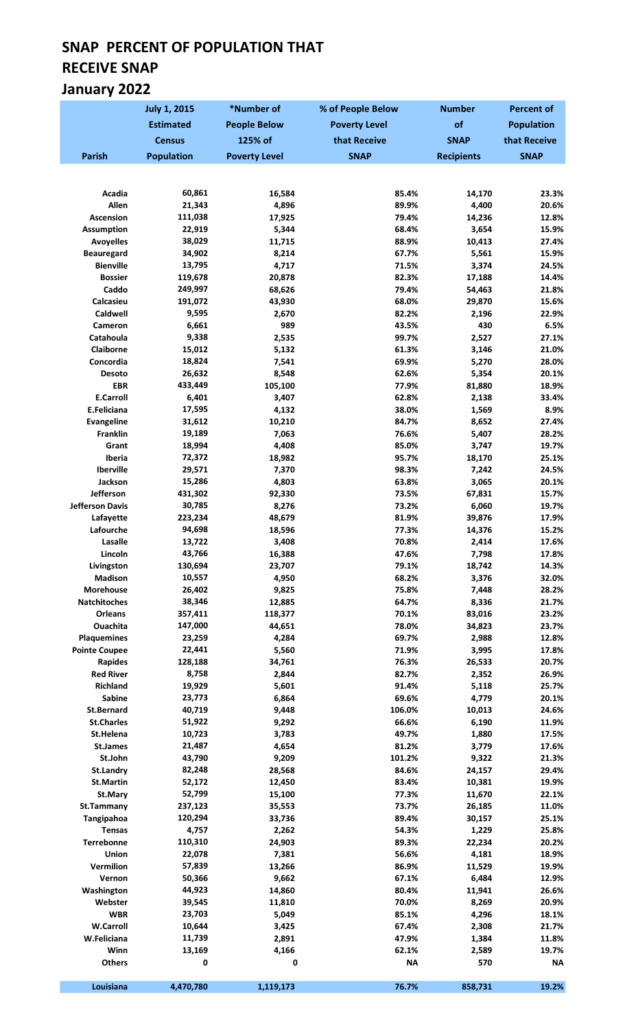# SNAP PERCENT OF POPULATION THAT RECEIVE SNAP

## January 2022

| Parish | July 1, 2015 Estimated Census Population | *Number of People Below 125% of Poverty Level | % of People Below Poverty Level that Receive SNAP | Number of SNAP Recipients | Percent of Population that Receive SNAP |
|---|---|---|---|---|---|
| Acadia | 60,861 | 16,584 | 85.4% | 14,170 | 23.3% |
| Allen | 21,343 | 4,896 | 89.9% | 4,400 | 20.6% |
| Ascension | 111,038 | 17,925 | 79.4% | 14,236 | 12.8% |
| Assumption | 22,919 | 5,344 | 68.4% | 3,654 | 15.9% |
| Avoyelles | 38,029 | 11,715 | 88.9% | 10,413 | 27.4% |
| Beauregard | 34,902 | 8,214 | 67.7% | 5,561 | 15.9% |
| Bienville | 13,795 | 4,717 | 71.5% | 3,374 | 24.5% |
| Bossier | 119,678 | 20,878 | 82.3% | 17,188 | 14.4% |
| Caddo | 249,997 | 68,626 | 79.4% | 54,463 | 21.8% |
| Calcasieu | 191,072 | 43,930 | 68.0% | 29,870 | 15.6% |
| Caldwell | 9,595 | 2,670 | 82.2% | 2,196 | 22.9% |
| Cameron | 6,661 | 989 | 43.5% | 430 | 6.5% |
| Catahoula | 9,338 | 2,535 | 99.7% | 2,527 | 27.1% |
| Claiborne | 15,012 | 5,132 | 61.3% | 3,146 | 21.0% |
| Concordia | 18,824 | 7,541 | 69.9% | 5,270 | 28.0% |
| Desoto | 26,632 | 8,548 | 62.6% | 5,354 | 20.1% |
| EBR | 433,449 | 105,100 | 77.9% | 81,880 | 18.9% |
| E.Carroll | 6,401 | 3,407 | 62.8% | 2,138 | 33.4% |
| E.Feliciana | 17,595 | 4,132 | 38.0% | 1,569 | 8.9% |
| Evangeline | 31,612 | 10,210 | 84.7% | 8,652 | 27.4% |
| Franklin | 19,189 | 7,063 | 76.6% | 5,407 | 28.2% |
| Grant | 18,994 | 4,408 | 85.0% | 3,747 | 19.7% |
| Iberia | 72,372 | 18,982 | 95.7% | 18,170 | 25.1% |
| Iberville | 29,571 | 7,370 | 98.3% | 7,242 | 24.5% |
| Jackson | 15,286 | 4,803 | 63.8% | 3,065 | 20.1% |
| Jefferson | 431,302 | 92,330 | 73.5% | 67,831 | 15.7% |
| Jefferson Davis | 30,785 | 8,276 | 73.2% | 6,060 | 19.7% |
| Lafayette | 223,234 | 48,679 | 81.9% | 39,876 | 17.9% |
| Lafourche | 94,698 | 18,596 | 77.3% | 14,376 | 15.2% |
| Lasalle | 13,722 | 3,408 | 70.8% | 2,414 | 17.6% |
| Lincoln | 43,766 | 16,388 | 47.6% | 7,798 | 17.8% |
| Livingston | 130,694 | 23,707 | 79.1% | 18,742 | 14.3% |
| Madison | 10,557 | 4,950 | 68.2% | 3,376 | 32.0% |
| Morehouse | 26,402 | 9,825 | 75.8% | 7,448 | 28.2% |
| Natchitoches | 38,346 | 12,885 | 64.7% | 8,336 | 21.7% |
| Orleans | 357,411 | 118,377 | 70.1% | 83,016 | 23.2% |
| Ouachita | 147,000 | 44,651 | 78.0% | 34,823 | 23.7% |
| Plaquemines | 23,259 | 4,284 | 69.7% | 2,988 | 12.8% |
| Pointe Coupee | 22,441 | 5,560 | 71.9% | 3,995 | 17.8% |
| Rapides | 128,188 | 34,761 | 76.3% | 26,533 | 20.7% |
| Red River | 8,758 | 2,844 | 82.7% | 2,352 | 26.9% |
| Richland | 19,929 | 5,601 | 91.4% | 5,118 | 25.7% |
| Sabine | 23,773 | 6,864 | 69.6% | 4,779 | 20.1% |
| St.Bernard | 40,719 | 9,448 | 106.0% | 10,013 | 24.6% |
| St.Charles | 51,922 | 9,292 | 66.6% | 6,190 | 11.9% |
| St.Helena | 10,723 | 3,783 | 49.7% | 1,880 | 17.5% |
| St.James | 21,487 | 4,654 | 81.2% | 3,779 | 17.6% |
| St.John | 43,790 | 9,209 | 101.2% | 9,322 | 21.3% |
| St.Landry | 82,248 | 28,568 | 84.6% | 24,157 | 29.4% |
| St.Martin | 52,172 | 12,450 | 83.4% | 10,381 | 19.9% |
| St.Mary | 52,799 | 15,100 | 77.3% | 11,670 | 22.1% |
| St.Tammany | 237,123 | 35,553 | 73.7% | 26,185 | 11.0% |
| Tangipahoa | 120,294 | 33,736 | 89.4% | 30,157 | 25.1% |
| Tensas | 4,757 | 2,262 | 54.3% | 1,229 | 25.8% |
| Terrebonne | 110,310 | 24,903 | 89.3% | 22,234 | 20.2% |
| Union | 22,078 | 7,381 | 56.6% | 4,181 | 18.9% |
| Vermilion | 57,839 | 13,266 | 86.9% | 11,529 | 19.9% |
| Vernon | 50,366 | 9,662 | 67.1% | 6,484 | 12.9% |
| Washington | 44,923 | 14,860 | 80.4% | 11,941 | 26.6% |
| Webster | 39,545 | 11,810 | 70.0% | 8,269 | 20.9% |
| WBR | 23,703 | 5,049 | 85.1% | 4,296 | 18.1% |
| W.Carroll | 10,644 | 3,425 | 67.4% | 2,308 | 21.7% |
| W.Feliciana | 11,739 | 2,891 | 47.9% | 1,384 | 11.8% |
| Winn | 13,169 | 4,166 | 62.1% | 2,589 | 19.7% |
| Others | 0 | 0 | NA | 570 | NA |
| **Louisiana** | **4,470,780** | **1,119,173** | **76.7%** | **858,731** | **19.2%** |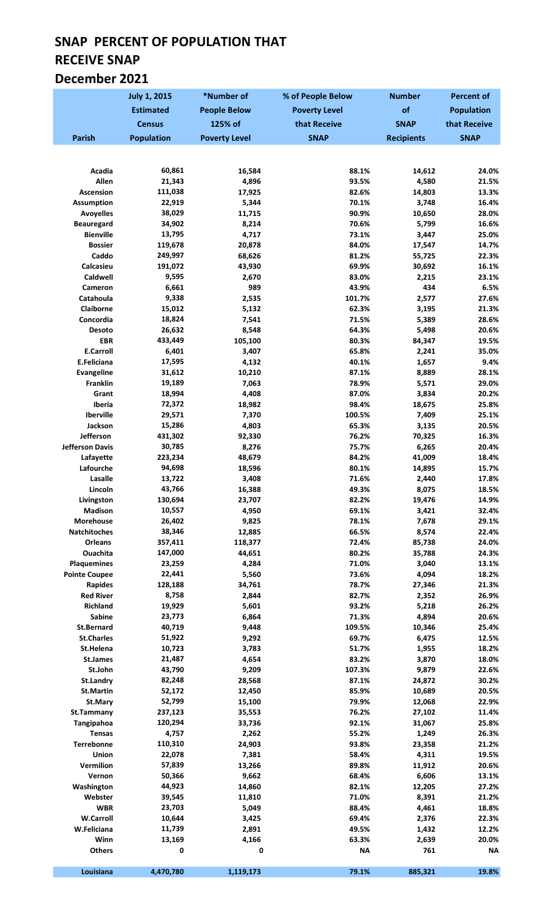# SNAP PERCENT OF POPULATION THAT RECEIVE SNAP

## December 2021

| Parish | July 1, 2015 Estimated Census Population | *Number of People Below 125% of Poverty Level | % of People Below Poverty Level that Receive SNAP | Number of SNAP Recipients | Percent of Population that Receive SNAP |
|---|---|---|---|---|---|
| Acadia | 60,861 | 16,584 | 88.1% | 14,612 | 24.0% |
| Allen | 21,343 | 4,896 | 93.5% | 4,580 | 21.5% |
| Ascension | 111,038 | 17,925 | 82.6% | 14,803 | 13.3% |
| Assumption | 22,919 | 5,344 | 70.1% | 3,748 | 16.4% |
| Avoyelles | 38,029 | 11,715 | 90.9% | 10,650 | 28.0% |
| Beauregard | 34,902 | 8,214 | 70.6% | 5,799 | 16.6% |
| Bienville | 13,795 | 4,717 | 73.1% | 3,447 | 25.0% |
| Bossier | 119,678 | 20,878 | 84.0% | 17,547 | 14.7% |
| Caddo | 249,997 | 68,626 | 81.2% | 55,725 | 22.3% |
| Calcasieu | 191,072 | 43,930 | 69.9% | 30,692 | 16.1% |
| Caldwell | 9,595 | 2,670 | 83.0% | 2,215 | 23.1% |
| Cameron | 6,661 | 989 | 43.9% | 434 | 6.5% |
| Catahoula | 9,338 | 2,535 | 101.7% | 2,577 | 27.6% |
| Claiborne | 15,012 | 5,132 | 62.3% | 3,195 | 21.3% |
| Concordia | 18,824 | 7,541 | 71.5% | 5,389 | 28.6% |
| Desoto | 26,632 | 8,548 | 64.3% | 5,498 | 20.6% |
| EBR | 433,449 | 105,100 | 80.3% | 84,347 | 19.5% |
| E.Carroll | 6,401 | 3,407 | 65.8% | 2,241 | 35.0% |
| E.Feliciana | 17,595 | 4,132 | 40.1% | 1,657 | 9.4% |
| Evangeline | 31,612 | 10,210 | 87.1% | 8,889 | 28.1% |
| Franklin | 19,189 | 7,063 | 78.9% | 5,571 | 29.0% |
| Grant | 18,994 | 4,408 | 87.0% | 3,834 | 20.2% |
| Iberia | 72,372 | 18,982 | 98.4% | 18,675 | 25.8% |
| Iberville | 29,571 | 7,370 | 100.5% | 7,409 | 25.1% |
| Jackson | 15,286 | 4,803 | 65.3% | 3,135 | 20.5% |
| Jefferson | 431,302 | 92,330 | 76.2% | 70,325 | 16.3% |
| Jefferson Davis | 30,785 | 8,276 | 75.7% | 6,265 | 20.4% |
| Lafayette | 223,234 | 48,679 | 84.2% | 41,009 | 18.4% |
| Lafourche | 94,698 | 18,596 | 80.1% | 14,895 | 15.7% |
| Lasalle | 13,722 | 3,408 | 71.6% | 2,440 | 17.8% |
| Lincoln | 43,766 | 16,388 | 49.3% | 8,075 | 18.5% |
| Livingston | 130,694 | 23,707 | 82.2% | 19,476 | 14.9% |
| Madison | 10,557 | 4,950 | 69.1% | 3,421 | 32.4% |
| Morehouse | 26,402 | 9,825 | 78.1% | 7,678 | 29.1% |
| Natchitoches | 38,346 | 12,885 | 66.5% | 8,574 | 22.4% |
| Orleans | 357,411 | 118,377 | 72.4% | 85,738 | 24.0% |
| Ouachita | 147,000 | 44,651 | 80.2% | 35,788 | 24.3% |
| Plaquemines | 23,259 | 4,284 | 71.0% | 3,040 | 13.1% |
| Pointe Coupee | 22,441 | 5,560 | 73.6% | 4,094 | 18.2% |
| Rapides | 128,188 | 34,761 | 78.7% | 27,346 | 21.3% |
| Red River | 8,758 | 2,844 | 82.7% | 2,352 | 26.9% |
| Richland | 19,929 | 5,601 | 93.2% | 5,218 | 26.2% |
| Sabine | 23,773 | 6,864 | 71.3% | 4,894 | 20.6% |
| St.Bernard | 40,719 | 9,448 | 109.5% | 10,346 | 25.4% |
| St.Charles | 51,922 | 9,292 | 69.7% | 6,475 | 12.5% |
| St.Helena | 10,723 | 3,783 | 51.7% | 1,955 | 18.2% |
| St.James | 21,487 | 4,654 | 83.2% | 3,870 | 18.0% |
| St.John | 43,790 | 9,209 | 107.3% | 9,879 | 22.6% |
| St.Landry | 82,248 | 28,568 | 87.1% | 24,872 | 30.2% |
| St.Martin | 52,172 | 12,450 | 85.9% | 10,689 | 20.5% |
| St.Mary | 52,799 | 15,100 | 79.9% | 12,068 | 22.9% |
| St.Tammany | 237,123 | 35,553 | 76.2% | 27,102 | 11.4% |
| Tangipahoa | 120,294 | 33,736 | 92.1% | 31,067 | 25.8% |
| Tensas | 4,757 | 2,262 | 55.2% | 1,249 | 26.3% |
| Terrebonne | 110,310 | 24,903 | 93.8% | 23,358 | 21.2% |
| Union | 22,078 | 7,381 | 58.4% | 4,311 | 19.5% |
| Vermilion | 57,839 | 13,266 | 89.8% | 11,912 | 20.6% |
| Vernon | 50,366 | 9,662 | 68.4% | 6,606 | 13.1% |
| Washington | 44,923 | 14,860 | 82.1% | 12,205 | 27.2% |
| Webster | 39,545 | 11,810 | 71.0% | 8,391 | 21.2% |
| WBR | 23,703 | 5,049 | 88.4% | 4,461 | 18.8% |
| W.Carroll | 10,644 | 3,425 | 69.4% | 2,376 | 22.3% |
| W.Feliciana | 11,739 | 2,891 | 49.5% | 1,432 | 12.2% |
| Winn | 13,169 | 4,166 | 63.3% | 2,639 | 20.0% |
| Others | 0 | 0 | NA | 761 | NA |
| **Louisiana** | **4,470,780** | **1,119,173** | **79.1%** | **885,321** | **19.8%** |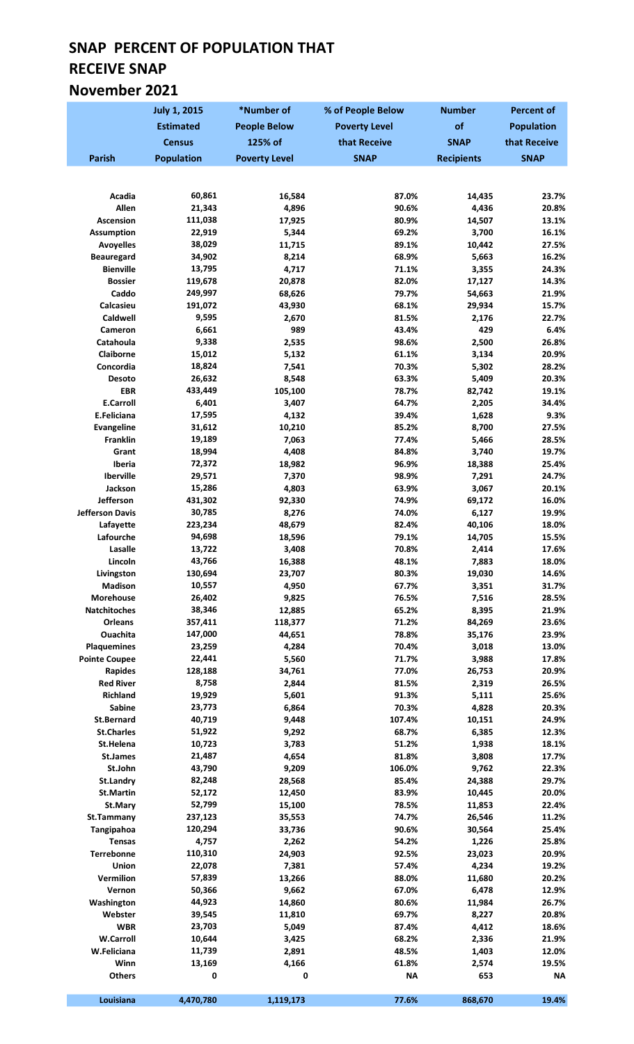# SNAP PERCENT OF POPULATION THAT RECEIVE SNAP

## November 2021

| Parish | July 1, 2015 Estimated Census Population | *Number of People Below 125% of Poverty Level | % of People Below Poverty Level that Receive SNAP | Number of SNAP Recipients | Percent of Population that Receive SNAP |
|---|---|---|---|---|---|
| Acadia | 60,861 | 16,584 | 87.0% | 14,435 | 23.7% |
| Allen | 21,343 | 4,896 | 90.6% | 4,436 | 20.8% |
| Ascension | 111,038 | 17,925 | 80.9% | 14,507 | 13.1% |
| Assumption | 22,919 | 5,344 | 69.2% | 3,700 | 16.1% |
| Avoyelles | 38,029 | 11,715 | 89.1% | 10,442 | 27.5% |
| Beauregard | 34,902 | 8,214 | 68.9% | 5,663 | 16.2% |
| Bienville | 13,795 | 4,717 | 71.1% | 3,355 | 24.3% |
| Bossier | 119,678 | 20,878 | 82.0% | 17,127 | 14.3% |
| Caddo | 249,997 | 68,626 | 79.7% | 54,663 | 21.9% |
| Calcasieu | 191,072 | 43,930 | 68.1% | 29,934 | 15.7% |
| Caldwell | 9,595 | 2,670 | 81.5% | 2,176 | 22.7% |
| Cameron | 6,661 | 989 | 43.4% | 429 | 6.4% |
| Catahoula | 9,338 | 2,535 | 98.6% | 2,500 | 26.8% |
| Claiborne | 15,012 | 5,132 | 61.1% | 3,134 | 20.9% |
| Concordia | 18,824 | 7,541 | 70.3% | 5,302 | 28.2% |
| Desoto | 26,632 | 8,548 | 63.3% | 5,409 | 20.3% |
| EBR | 433,449 | 105,100 | 78.7% | 82,742 | 19.1% |
| E.Carroll | 6,401 | 3,407 | 64.7% | 2,205 | 34.4% |
| E.Feliciana | 17,595 | 4,132 | 39.4% | 1,628 | 9.3% |
| Evangeline | 31,612 | 10,210 | 85.2% | 8,700 | 27.5% |
| Franklin | 19,189 | 7,063 | 77.4% | 5,466 | 28.5% |
| Grant | 18,994 | 4,408 | 84.8% | 3,740 | 19.7% |
| Iberia | 72,372 | 18,982 | 96.9% | 18,388 | 25.4% |
| Iberville | 29,571 | 7,370 | 98.9% | 7,291 | 24.7% |
| Jackson | 15,286 | 4,803 | 63.9% | 3,067 | 20.1% |
| Jefferson | 431,302 | 92,330 | 74.9% | 69,172 | 16.0% |
| Jefferson Davis | 30,785 | 8,276 | 74.0% | 6,127 | 19.9% |
| Lafayette | 223,234 | 48,679 | 82.4% | 40,106 | 18.0% |
| Lafourche | 94,698 | 18,596 | 79.1% | 14,705 | 15.5% |
| Lasalle | 13,722 | 3,408 | 70.8% | 2,414 | 17.6% |
| Lincoln | 43,766 | 16,388 | 48.1% | 7,883 | 18.0% |
| Livingston | 130,694 | 23,707 | 80.3% | 19,030 | 14.6% |
| Madison | 10,557 | 4,950 | 67.7% | 3,351 | 31.7% |
| Morehouse | 26,402 | 9,825 | 76.5% | 7,516 | 28.5% |
| Natchitoches | 38,346 | 12,885 | 65.2% | 8,395 | 21.9% |
| Orleans | 357,411 | 118,377 | 71.2% | 84,269 | 23.6% |
| Ouachita | 147,000 | 44,651 | 78.8% | 35,176 | 23.9% |
| Plaquemines | 23,259 | 4,284 | 70.4% | 3,018 | 13.0% |
| Pointe Coupee | 22,441 | 5,560 | 71.7% | 3,988 | 17.8% |
| Rapides | 128,188 | 34,761 | 77.0% | 26,753 | 20.9% |
| Red River | 8,758 | 2,844 | 81.5% | 2,319 | 26.5% |
| Richland | 19,929 | 5,601 | 91.3% | 5,111 | 25.6% |
| Sabine | 23,773 | 6,864 | 70.3% | 4,828 | 20.3% |
| St.Bernard | 40,719 | 9,448 | 107.4% | 10,151 | 24.9% |
| St.Charles | 51,922 | 9,292 | 68.7% | 6,385 | 12.3% |
| St.Helena | 10,723 | 3,783 | 51.2% | 1,938 | 18.1% |
| St.James | 21,487 | 4,654 | 81.8% | 3,808 | 17.7% |
| St.John | 43,790 | 9,209 | 106.0% | 9,762 | 22.3% |
| St.Landry | 82,248 | 28,568 | 85.4% | 24,388 | 29.7% |
| St.Martin | 52,172 | 12,450 | 83.9% | 10,445 | 20.0% |
| St.Mary | 52,799 | 15,100 | 78.5% | 11,853 | 22.4% |
| St.Tammany | 237,123 | 35,553 | 74.7% | 26,546 | 11.2% |
| Tangipahoa | 120,294 | 33,736 | 90.6% | 30,564 | 25.4% |
| Tensas | 4,757 | 2,262 | 54.2% | 1,226 | 25.8% |
| Terrebonne | 110,310 | 24,903 | 92.5% | 23,023 | 20.9% |
| Union | 22,078 | 7,381 | 57.4% | 4,234 | 19.2% |
| Vermilion | 57,839 | 13,266 | 88.0% | 11,680 | 20.2% |
| Vernon | 50,366 | 9,662 | 67.0% | 6,478 | 12.9% |
| Washington | 44,923 | 14,860 | 80.6% | 11,984 | 26.7% |
| Webster | 39,545 | 11,810 | 69.7% | 8,227 | 20.8% |
| WBR | 23,703 | 5,049 | 87.4% | 4,412 | 18.6% |
| W.Carroll | 10,644 | 3,425 | 68.2% | 2,336 | 21.9% |
| W.Feliciana | 11,739 | 2,891 | 48.5% | 1,403 | 12.0% |
| Winn | 13,169 | 4,166 | 61.8% | 2,574 | 19.5% |
| Others | 0 | 0 | NA | 653 | NA |
| **Louisiana** | **4,470,780** | **1,119,173** | **77.6%** | **868,670** | **19.4%** |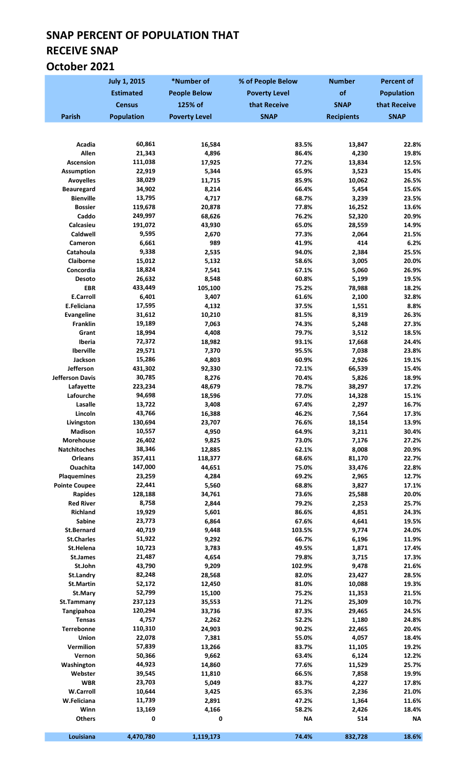# SNAP PERCENT OF POPULATION THAT RECEIVE SNAP

## October 2021

| Parish | July 1, 2015 Estimated Census Population | *Number of People Below 125% of Poverty Level | % of People Below Poverty Level that Receive SNAP | Number of SNAP Recipients | Percent of Population that Receive SNAP |
|---|---|---|---|---|---|
| Acadia | 60,861 | 16,584 | 83.5% | 13,847 | 22.8% |
| Allen | 21,343 | 4,896 | 86.4% | 4,230 | 19.8% |
| Ascension | 111,038 | 17,925 | 77.2% | 13,834 | 12.5% |
| Assumption | 22,919 | 5,344 | 65.9% | 3,523 | 15.4% |
| Avoyelles | 38,029 | 11,715 | 85.9% | 10,062 | 26.5% |
| Beauregard | 34,902 | 8,214 | 66.4% | 5,454 | 15.6% |
| Bienville | 13,795 | 4,717 | 68.7% | 3,239 | 23.5% |
| Bossier | 119,678 | 20,878 | 77.8% | 16,252 | 13.6% |
| Caddo | 249,997 | 68,626 | 76.2% | 52,320 | 20.9% |
| Calcasieu | 191,072 | 43,930 | 65.0% | 28,559 | 14.9% |
| Caldwell | 9,595 | 2,670 | 77.3% | 2,064 | 21.5% |
| Cameron | 6,661 | 989 | 41.9% | 414 | 6.2% |
| Catahoula | 9,338 | 2,535 | 94.0% | 2,384 | 25.5% |
| Claiborne | 15,012 | 5,132 | 58.6% | 3,005 | 20.0% |
| Concordia | 18,824 | 7,541 | 67.1% | 5,060 | 26.9% |
| Desoto | 26,632 | 8,548 | 60.8% | 5,199 | 19.5% |
| EBR | 433,449 | 105,100 | 75.2% | 78,988 | 18.2% |
| E.Carroll | 6,401 | 3,407 | 61.6% | 2,100 | 32.8% |
| E.Feliciana | 17,595 | 4,132 | 37.5% | 1,551 | 8.8% |
| Evangeline | 31,612 | 10,210 | 81.5% | 8,319 | 26.3% |
| Franklin | 19,189 | 7,063 | 74.3% | 5,248 | 27.3% |
| Grant | 18,994 | 4,408 | 79.7% | 3,512 | 18.5% |
| Iberia | 72,372 | 18,982 | 93.1% | 17,668 | 24.4% |
| Iberville | 29,571 | 7,370 | 95.5% | 7,038 | 23.8% |
| Jackson | 15,286 | 4,803 | 60.9% | 2,926 | 19.1% |
| Jefferson | 431,302 | 92,330 | 72.1% | 66,539 | 15.4% |
| Jefferson Davis | 30,785 | 8,276 | 70.4% | 5,826 | 18.9% |
| Lafayette | 223,234 | 48,679 | 78.7% | 38,297 | 17.2% |
| Lafourche | 94,698 | 18,596 | 77.0% | 14,328 | 15.1% |
| Lasalle | 13,722 | 3,408 | 67.4% | 2,297 | 16.7% |
| Lincoln | 43,766 | 16,388 | 46.2% | 7,564 | 17.3% |
| Livingston | 130,694 | 23,707 | 76.6% | 18,154 | 13.9% |
| Madison | 10,557 | 4,950 | 64.9% | 3,211 | 30.4% |
| Morehouse | 26,402 | 9,825 | 73.0% | 7,176 | 27.2% |
| Natchitoches | 38,346 | 12,885 | 62.1% | 8,008 | 20.9% |
| Orleans | 357,411 | 118,377 | 68.6% | 81,170 | 22.7% |
| Ouachita | 147,000 | 44,651 | 75.0% | 33,476 | 22.8% |
| Plaquemines | 23,259 | 4,284 | 69.2% | 2,965 | 12.7% |
| Pointe Coupee | 22,441 | 5,560 | 68.8% | 3,827 | 17.1% |
| Rapides | 128,188 | 34,761 | 73.6% | 25,588 | 20.0% |
| Red River | 8,758 | 2,844 | 79.2% | 2,253 | 25.7% |
| Richland | 19,929 | 5,601 | 86.6% | 4,851 | 24.3% |
| Sabine | 23,773 | 6,864 | 67.6% | 4,641 | 19.5% |
| St.Bernard | 40,719 | 9,448 | 103.5% | 9,774 | 24.0% |
| St.Charles | 51,922 | 9,292 | 66.7% | 6,196 | 11.9% |
| St.Helena | 10,723 | 3,783 | 49.5% | 1,871 | 17.4% |
| St.James | 21,487 | 4,654 | 79.8% | 3,715 | 17.3% |
| St.John | 43,790 | 9,209 | 102.9% | 9,478 | 21.6% |
| St.Landry | 82,248 | 28,568 | 82.0% | 23,427 | 28.5% |
| St.Martin | 52,172 | 12,450 | 81.0% | 10,088 | 19.3% |
| St.Mary | 52,799 | 15,100 | 75.2% | 11,353 | 21.5% |
| St.Tammany | 237,123 | 35,553 | 71.2% | 25,309 | 10.7% |
| Tangipahoa | 120,294 | 33,736 | 87.3% | 29,465 | 24.5% |
| Tensas | 4,757 | 2,262 | 52.2% | 1,180 | 24.8% |
| Terrebonne | 110,310 | 24,903 | 90.2% | 22,465 | 20.4% |
| Union | 22,078 | 7,381 | 55.0% | 4,057 | 18.4% |
| Vermilion | 57,839 | 13,266 | 83.7% | 11,105 | 19.2% |
| Vernon | 50,366 | 9,662 | 63.4% | 6,124 | 12.2% |
| Washington | 44,923 | 14,860 | 77.6% | 11,529 | 25.7% |
| Webster | 39,545 | 11,810 | 66.5% | 7,858 | 19.9% |
| WBR | 23,703 | 5,049 | 83.7% | 4,227 | 17.8% |
| W.Carroll | 10,644 | 3,425 | 65.3% | 2,236 | 21.0% |
| W.Feliciana | 11,739 | 2,891 | 47.2% | 1,364 | 11.6% |
| Winn | 13,169 | 4,166 | 58.2% | 2,426 | 18.4% |
| Others | 0 | 0 | NA | 514 | NA |
| **Louisiana** | **4,470,780** | **1,119,173** | **74.4%** | **832,728** | **18.6%** |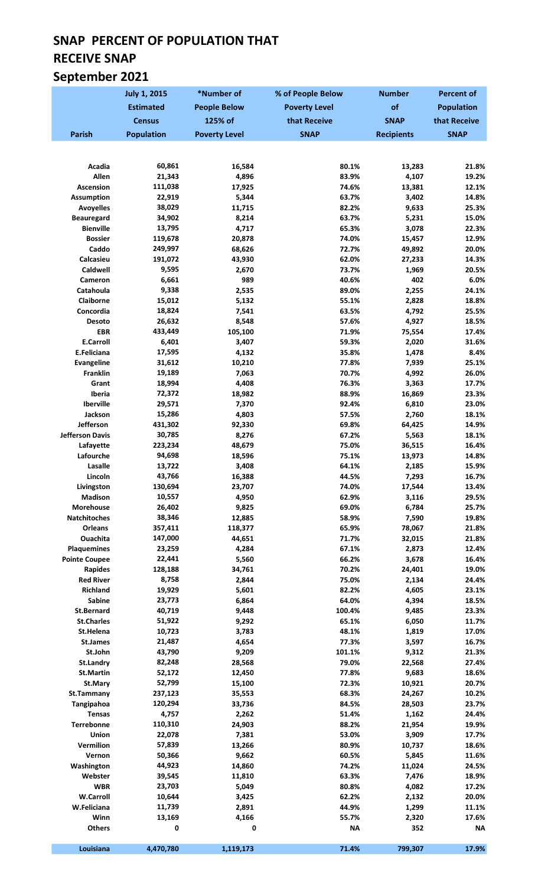# SNAP PERCENT OF POPULATION THAT RECEIVE SNAP

# September 2021

| Parish | July 1, 2015 Estimated Census Population | *Number of People Below 125% of Poverty Level | % of People Below Poverty Level that Receive SNAP | Number of SNAP Recipients | Percent of Population that Receive SNAP |
|---|---|---|---|---|---|
| Acadia | 60,861 | 16,584 | 80.1% | 13,283 | 21.8% |
| Allen | 21,343 | 4,896 | 83.9% | 4,107 | 19.2% |
| Ascension | 111,038 | 17,925 | 74.6% | 13,381 | 12.1% |
| Assumption | 22,919 | 5,344 | 63.7% | 3,402 | 14.8% |
| Avoyelles | 38,029 | 11,715 | 82.2% | 9,633 | 25.3% |
| Beauregard | 34,902 | 8,214 | 63.7% | 5,231 | 15.0% |
| Bienville | 13,795 | 4,717 | 65.3% | 3,078 | 22.3% |
| Bossier | 119,678 | 20,878 | 74.0% | 15,457 | 12.9% |
| Caddo | 249,997 | 68,626 | 72.7% | 49,892 | 20.0% |
| Calcasieu | 191,072 | 43,930 | 62.0% | 27,233 | 14.3% |
| Caldwell | 9,595 | 2,670 | 73.7% | 1,969 | 20.5% |
| Cameron | 6,661 | 989 | 40.6% | 402 | 6.0% |
| Catahoula | 9,338 | 2,535 | 89.0% | 2,255 | 24.1% |
| Claiborne | 15,012 | 5,132 | 55.1% | 2,828 | 18.8% |
| Concordia | 18,824 | 7,541 | 63.5% | 4,792 | 25.5% |
| Desoto | 26,632 | 8,548 | 57.6% | 4,927 | 18.5% |
| EBR | 433,449 | 105,100 | 71.9% | 75,554 | 17.4% |
| E.Carroll | 6,401 | 3,407 | 59.3% | 2,020 | 31.6% |
| E.Feliciana | 17,595 | 4,132 | 35.8% | 1,478 | 8.4% |
| Evangeline | 31,612 | 10,210 | 77.8% | 7,939 | 25.1% |
| Franklin | 19,189 | 7,063 | 70.7% | 4,992 | 26.0% |
| Grant | 18,994 | 4,408 | 76.3% | 3,363 | 17.7% |
| Iberia | 72,372 | 18,982 | 88.9% | 16,869 | 23.3% |
| Iberville | 29,571 | 7,370 | 92.4% | 6,810 | 23.0% |
| Jackson | 15,286 | 4,803 | 57.5% | 2,760 | 18.1% |
| Jefferson | 431,302 | 92,330 | 69.8% | 64,425 | 14.9% |
| Jefferson Davis | 30,785 | 8,276 | 67.2% | 5,563 | 18.1% |
| Lafayette | 223,234 | 48,679 | 75.0% | 36,515 | 16.4% |
| Lafourche | 94,698 | 18,596 | 75.1% | 13,973 | 14.8% |
| Lasalle | 13,722 | 3,408 | 64.1% | 2,185 | 15.9% |
| Lincoln | 43,766 | 16,388 | 44.5% | 7,293 | 16.7% |
| Livingston | 130,694 | 23,707 | 74.0% | 17,544 | 13.4% |
| Madison | 10,557 | 4,950 | 62.9% | 3,116 | 29.5% |
| Morehouse | 26,402 | 9,825 | 69.0% | 6,784 | 25.7% |
| Natchitoches | 38,346 | 12,885 | 58.9% | 7,590 | 19.8% |
| Orleans | 357,411 | 118,377 | 65.9% | 78,067 | 21.8% |
| Ouachita | 147,000 | 44,651 | 71.7% | 32,015 | 21.8% |
| Plaquemines | 23,259 | 4,284 | 67.1% | 2,873 | 12.4% |
| Pointe Coupee | 22,441 | 5,560 | 66.2% | 3,678 | 16.4% |
| Rapides | 128,188 | 34,761 | 70.2% | 24,401 | 19.0% |
| Red River | 8,758 | 2,844 | 75.0% | 2,134 | 24.4% |
| Richland | 19,929 | 5,601 | 82.2% | 4,605 | 23.1% |
| Sabine | 23,773 | 6,864 | 64.0% | 4,394 | 18.5% |
| St.Bernard | 40,719 | 9,448 | 100.4% | 9,485 | 23.3% |
| St.Charles | 51,922 | 9,292 | 65.1% | 6,050 | 11.7% |
| St.Helena | 10,723 | 3,783 | 48.1% | 1,819 | 17.0% |
| St.James | 21,487 | 4,654 | 77.3% | 3,597 | 16.7% |
| St.John | 43,790 | 9,209 | 101.1% | 9,312 | 21.3% |
| St.Landry | 82,248 | 28,568 | 79.0% | 22,568 | 27.4% |
| St.Martin | 52,172 | 12,450 | 77.8% | 9,683 | 18.6% |
| St.Mary | 52,799 | 15,100 | 72.3% | 10,921 | 20.7% |
| St.Tammany | 237,123 | 35,553 | 68.3% | 24,267 | 10.2% |
| Tangipahoa | 120,294 | 33,736 | 84.5% | 28,503 | 23.7% |
| Tensas | 4,757 | 2,262 | 51.4% | 1,162 | 24.4% |
| Terrebonne | 110,310 | 24,903 | 88.2% | 21,954 | 19.9% |
| Union | 22,078 | 7,381 | 53.0% | 3,909 | 17.7% |
| Vermilion | 57,839 | 13,266 | 80.9% | 10,737 | 18.6% |
| Vernon | 50,366 | 9,662 | 60.5% | 5,845 | 11.6% |
| Washington | 44,923 | 14,860 | 74.2% | 11,024 | 24.5% |
| Webster | 39,545 | 11,810 | 63.3% | 7,476 | 18.9% |
| WBR | 23,703 | 5,049 | 80.8% | 4,082 | 17.2% |
| W.Carroll | 10,644 | 3,425 | 62.2% | 2,132 | 20.0% |
| W.Feliciana | 11,739 | 2,891 | 44.9% | 1,299 | 11.1% |
| Winn | 13,169 | 4,166 | 55.7% | 2,320 | 17.6% |
| Others | 0 | 0 | NA | 352 | NA |
| **Louisiana** | **4,470,780** | **1,119,173** | **71.4%** | **799,307** | **17.9%** |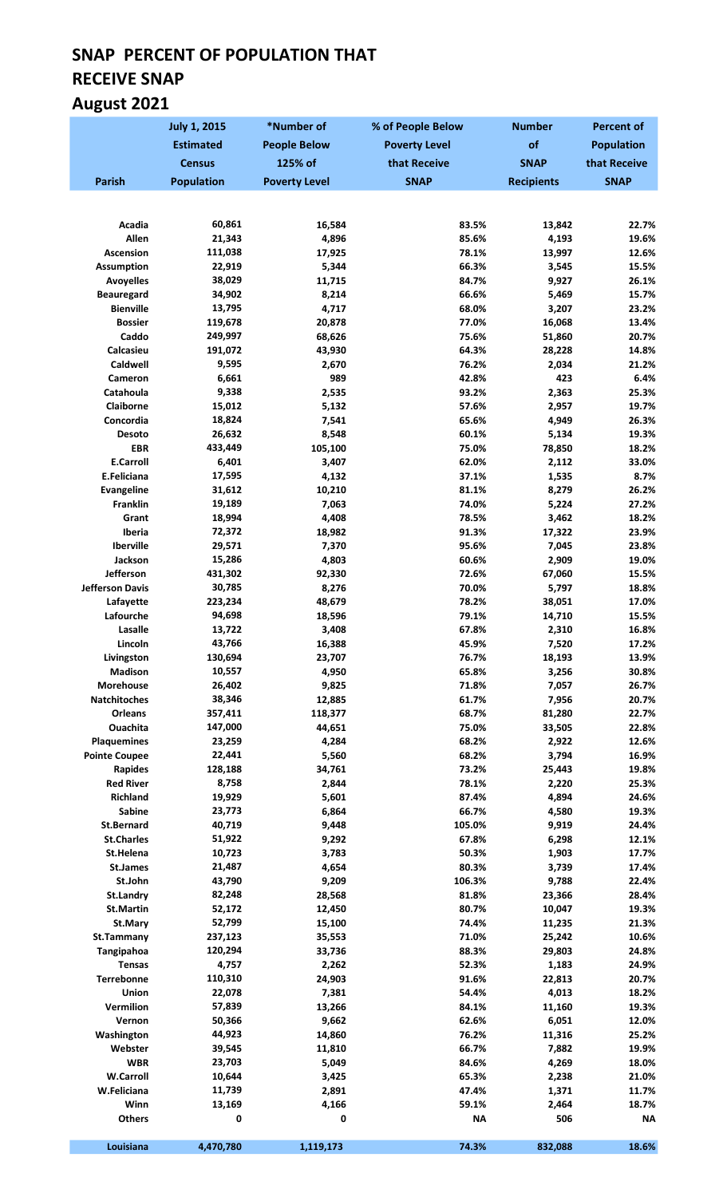# SNAP PERCENT OF POPULATION THAT RECEIVE SNAP

## August 2021

| Parish | July 1, 2015 Estimated Census Population | *Number of People Below 125% of Poverty Level | % of People Below Poverty Level that Receive SNAP | Number of SNAP Recipients | Percent of Population that Receive SNAP |
|---|---|---|---|---|---|
| Acadia | 60,861 | 16,584 | 83.5% | 13,842 | 22.7% |
| Allen | 21,343 | 4,896 | 85.6% | 4,193 | 19.6% |
| Ascension | 111,038 | 17,925 | 78.1% | 13,997 | 12.6% |
| Assumption | 22,919 | 5,344 | 66.3% | 3,545 | 15.5% |
| Avoyelles | 38,029 | 11,715 | 84.7% | 9,927 | 26.1% |
| Beauregard | 34,902 | 8,214 | 66.6% | 5,469 | 15.7% |
| Bienville | 13,795 | 4,717 | 68.0% | 3,207 | 23.2% |
| Bossier | 119,678 | 20,878 | 77.0% | 16,068 | 13.4% |
| Caddo | 249,997 | 68,626 | 75.6% | 51,860 | 20.7% |
| Calcasieu | 191,072 | 43,930 | 64.3% | 28,228 | 14.8% |
| Caldwell | 9,595 | 2,670 | 76.2% | 2,034 | 21.2% |
| Cameron | 6,661 | 989 | 42.8% | 423 | 6.4% |
| Catahoula | 9,338 | 2,535 | 93.2% | 2,363 | 25.3% |
| Claiborne | 15,012 | 5,132 | 57.6% | 2,957 | 19.7% |
| Concordia | 18,824 | 7,541 | 65.6% | 4,949 | 26.3% |
| Desoto | 26,632 | 8,548 | 60.1% | 5,134 | 19.3% |
| EBR | 433,449 | 105,100 | 75.0% | 78,850 | 18.2% |
| E.Carroll | 6,401 | 3,407 | 62.0% | 2,112 | 33.0% |
| E.Feliciana | 17,595 | 4,132 | 37.1% | 1,535 | 8.7% |
| Evangeline | 31,612 | 10,210 | 81.1% | 8,279 | 26.2% |
| Franklin | 19,189 | 7,063 | 74.0% | 5,224 | 27.2% |
| Grant | 18,994 | 4,408 | 78.5% | 3,462 | 18.2% |
| Iberia | 72,372 | 18,982 | 91.3% | 17,322 | 23.9% |
| Iberville | 29,571 | 7,370 | 95.6% | 7,045 | 23.8% |
| Jackson | 15,286 | 4,803 | 60.6% | 2,909 | 19.0% |
| Jefferson | 431,302 | 92,330 | 72.6% | 67,060 | 15.5% |
| Jefferson Davis | 30,785 | 8,276 | 70.0% | 5,797 | 18.8% |
| Lafayette | 223,234 | 48,679 | 78.2% | 38,051 | 17.0% |
| Lafourche | 94,698 | 18,596 | 79.1% | 14,710 | 15.5% |
| Lasalle | 13,722 | 3,408 | 67.8% | 2,310 | 16.8% |
| Lincoln | 43,766 | 16,388 | 45.9% | 7,520 | 17.2% |
| Livingston | 130,694 | 23,707 | 76.7% | 18,193 | 13.9% |
| Madison | 10,557 | 4,950 | 65.8% | 3,256 | 30.8% |
| Morehouse | 26,402 | 9,825 | 71.8% | 7,057 | 26.7% |
| Natchitoches | 38,346 | 12,885 | 61.7% | 7,956 | 20.7% |
| Orleans | 357,411 | 118,377 | 68.7% | 81,280 | 22.7% |
| Ouachita | 147,000 | 44,651 | 75.0% | 33,505 | 22.8% |
| Plaquemines | 23,259 | 4,284 | 68.2% | 2,922 | 12.6% |
| Pointe Coupee | 22,441 | 5,560 | 68.2% | 3,794 | 16.9% |
| Rapides | 128,188 | 34,761 | 73.2% | 25,443 | 19.8% |
| Red River | 8,758 | 2,844 | 78.1% | 2,220 | 25.3% |
| Richland | 19,929 | 5,601 | 87.4% | 4,894 | 24.6% |
| Sabine | 23,773 | 6,864 | 66.7% | 4,580 | 19.3% |
| St.Bernard | 40,719 | 9,448 | 105.0% | 9,919 | 24.4% |
| St.Charles | 51,922 | 9,292 | 67.8% | 6,298 | 12.1% |
| St.Helena | 10,723 | 3,783 | 50.3% | 1,903 | 17.7% |
| St.James | 21,487 | 4,654 | 80.3% | 3,739 | 17.4% |
| St.John | 43,790 | 9,209 | 106.3% | 9,788 | 22.4% |
| St.Landry | 82,248 | 28,568 | 81.8% | 23,366 | 28.4% |
| St.Martin | 52,172 | 12,450 | 80.7% | 10,047 | 19.3% |
| St.Mary | 52,799 | 15,100 | 74.4% | 11,235 | 21.3% |
| St.Tammany | 237,123 | 35,553 | 71.0% | 25,242 | 10.6% |
| Tangipahoa | 120,294 | 33,736 | 88.3% | 29,803 | 24.8% |
| Tensas | 4,757 | 2,262 | 52.3% | 1,183 | 24.9% |
| Terrebonne | 110,310 | 24,903 | 91.6% | 22,813 | 20.7% |
| Union | 22,078 | 7,381 | 54.4% | 4,013 | 18.2% |
| Vermilion | 57,839 | 13,266 | 84.1% | 11,160 | 19.3% |
| Vernon | 50,366 | 9,662 | 62.6% | 6,051 | 12.0% |
| Washington | 44,923 | 14,860 | 76.2% | 11,316 | 25.2% |
| Webster | 39,545 | 11,810 | 66.7% | 7,882 | 19.9% |
| WBR | 23,703 | 5,049 | 84.6% | 4,269 | 18.0% |
| W.Carroll | 10,644 | 3,425 | 65.3% | 2,238 | 21.0% |
| W.Feliciana | 11,739 | 2,891 | 47.4% | 1,371 | 11.7% |
| Winn | 13,169 | 4,166 | 59.1% | 2,464 | 18.7% |
| Others | 0 | 0 | NA | 506 | NA |
| **Louisiana** | **4,470,780** | **1,119,173** | **74.3%** | **832,088** | **18.6%** |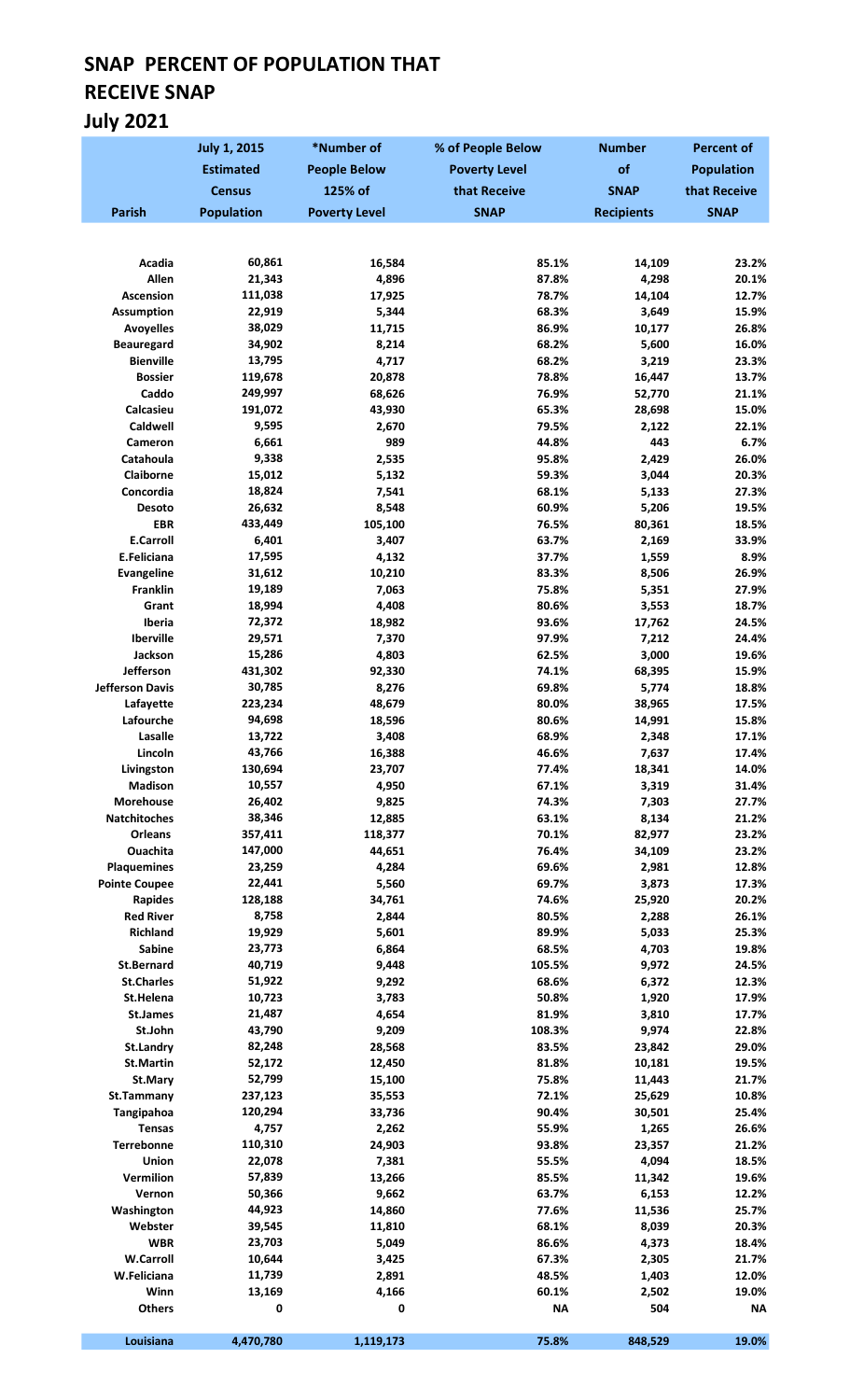# SNAP PERCENT OF POPULATION THAT RECEIVE SNAP

## July 2021

| Parish | July 1, 2015 Estimated Census Population | *Number of People Below 125% of Poverty Level | % of People Below Poverty Level that Receive SNAP | Number of SNAP Recipients | Percent of Population that Receive SNAP |
|---|---|---|---|---|---|
| Acadia | 60,861 | 16,584 | 85.1% | 14,109 | 23.2% |
| Allen | 21,343 | 4,896 | 87.8% | 4,298 | 20.1% |
| Ascension | 111,038 | 17,925 | 78.7% | 14,104 | 12.7% |
| Assumption | 22,919 | 5,344 | 68.3% | 3,649 | 15.9% |
| Avoyelles | 38,029 | 11,715 | 86.9% | 10,177 | 26.8% |
| Beauregard | 34,902 | 8,214 | 68.2% | 5,600 | 16.0% |
| Bienville | 13,795 | 4,717 | 68.2% | 3,219 | 23.3% |
| Bossier | 119,678 | 20,878 | 78.8% | 16,447 | 13.7% |
| Caddo | 249,997 | 68,626 | 76.9% | 52,770 | 21.1% |
| Calcasieu | 191,072 | 43,930 | 65.3% | 28,698 | 15.0% |
| Caldwell | 9,595 | 2,670 | 79.5% | 2,122 | 22.1% |
| Cameron | 6,661 | 989 | 44.8% | 443 | 6.7% |
| Catahoula | 9,338 | 2,535 | 95.8% | 2,429 | 26.0% |
| Claiborne | 15,012 | 5,132 | 59.3% | 3,044 | 20.3% |
| Concordia | 18,824 | 7,541 | 68.1% | 5,133 | 27.3% |
| Desoto | 26,632 | 8,548 | 60.9% | 5,206 | 19.5% |
| EBR | 433,449 | 105,100 | 76.5% | 80,361 | 18.5% |
| E.Carroll | 6,401 | 3,407 | 63.7% | 2,169 | 33.9% |
| E.Feliciana | 17,595 | 4,132 | 37.7% | 1,559 | 8.9% |
| Evangeline | 31,612 | 10,210 | 83.3% | 8,506 | 26.9% |
| Franklin | 19,189 | 7,063 | 75.8% | 5,351 | 27.9% |
| Grant | 18,994 | 4,408 | 80.6% | 3,553 | 18.7% |
| Iberia | 72,372 | 18,982 | 93.6% | 17,762 | 24.5% |
| Iberville | 29,571 | 7,370 | 97.9% | 7,212 | 24.4% |
| Jackson | 15,286 | 4,803 | 62.5% | 3,000 | 19.6% |
| Jefferson | 431,302 | 92,330 | 74.1% | 68,395 | 15.9% |
| Jefferson Davis | 30,785 | 8,276 | 69.8% | 5,774 | 18.8% |
| Lafayette | 223,234 | 48,679 | 80.0% | 38,965 | 17.5% |
| Lafourche | 94,698 | 18,596 | 80.6% | 14,991 | 15.8% |
| Lasalle | 13,722 | 3,408 | 68.9% | 2,348 | 17.1% |
| Lincoln | 43,766 | 16,388 | 46.6% | 7,637 | 17.4% |
| Livingston | 130,694 | 23,707 | 77.4% | 18,341 | 14.0% |
| Madison | 10,557 | 4,950 | 67.1% | 3,319 | 31.4% |
| Morehouse | 26,402 | 9,825 | 74.3% | 7,303 | 27.7% |
| Natchitoches | 38,346 | 12,885 | 63.1% | 8,134 | 21.2% |
| Orleans | 357,411 | 118,377 | 70.1% | 82,977 | 23.2% |
| Ouachita | 147,000 | 44,651 | 76.4% | 34,109 | 23.2% |
| Plaquemines | 23,259 | 4,284 | 69.6% | 2,981 | 12.8% |
| Pointe Coupee | 22,441 | 5,560 | 69.7% | 3,873 | 17.3% |
| Rapides | 128,188 | 34,761 | 74.6% | 25,920 | 20.2% |
| Red River | 8,758 | 2,844 | 80.5% | 2,288 | 26.1% |
| Richland | 19,929 | 5,601 | 89.9% | 5,033 | 25.3% |
| Sabine | 23,773 | 6,864 | 68.5% | 4,703 | 19.8% |
| St.Bernard | 40,719 | 9,448 | 105.5% | 9,972 | 24.5% |
| St.Charles | 51,922 | 9,292 | 68.6% | 6,372 | 12.3% |
| St.Helena | 10,723 | 3,783 | 50.8% | 1,920 | 17.9% |
| St.James | 21,487 | 4,654 | 81.9% | 3,810 | 17.7% |
| St.John | 43,790 | 9,209 | 108.3% | 9,974 | 22.8% |
| St.Landry | 82,248 | 28,568 | 83.5% | 23,842 | 29.0% |
| St.Martin | 52,172 | 12,450 | 81.8% | 10,181 | 19.5% |
| St.Mary | 52,799 | 15,100 | 75.8% | 11,443 | 21.7% |
| St.Tammany | 237,123 | 35,553 | 72.1% | 25,629 | 10.8% |
| Tangipahoa | 120,294 | 33,736 | 90.4% | 30,501 | 25.4% |
| Tensas | 4,757 | 2,262 | 55.9% | 1,265 | 26.6% |
| Terrebonne | 110,310 | 24,903 | 93.8% | 23,357 | 21.2% |
| Union | 22,078 | 7,381 | 55.5% | 4,094 | 18.5% |
| Vermilion | 57,839 | 13,266 | 85.5% | 11,342 | 19.6% |
| Vernon | 50,366 | 9,662 | 63.7% | 6,153 | 12.2% |
| Washington | 44,923 | 14,860 | 77.6% | 11,536 | 25.7% |
| Webster | 39,545 | 11,810 | 68.1% | 8,039 | 20.3% |
| WBR | 23,703 | 5,049 | 86.6% | 4,373 | 18.4% |
| W.Carroll | 10,644 | 3,425 | 67.3% | 2,305 | 21.7% |
| W.Feliciana | 11,739 | 2,891 | 48.5% | 1,403 | 12.0% |
| Winn | 13,169 | 4,166 | 60.1% | 2,502 | 19.0% |
| Others | 0 | 0 | NA | 504 | NA |
| **Louisiana** | **4,470,780** | **1,119,173** | **75.8%** | **848,529** | **19.0%** |